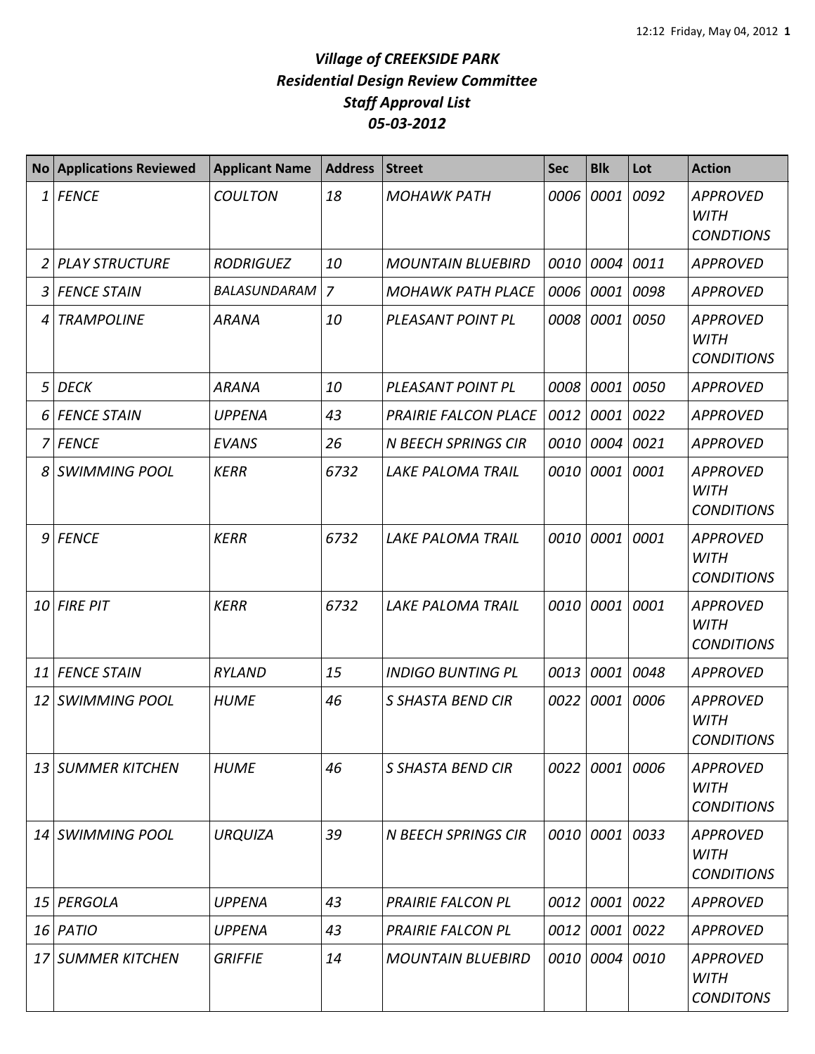# *Village of CREEKSIDE PARK*
## *Residential Design Review Committee*
## *Staff Approval List*
## *05-03-2012*

| No | Applications Reviewed | Applicant Name | Address | Street | Sec | Blk | Lot | Action |
|---|---|---|---|---|---|---|---|---|
| 1 | *FENCE* | *COULTON* | *18* | *MOHAWK PATH* | *0006* | *0001* | *0092* | *APPROVED WITH CONDTIONS* |
| 2 | *PLAY STRUCTURE* | *RODRIGUEZ* | *10* | *MOUNTAIN BLUEBIRD* | *0010* | *0004* | *0011* | *APPROVED* |
| 3 | *FENCE STAIN* | *BALASUNDARAM* | *7* | *MOHAWK PATH PLACE* | *0006* | *0001* | *0098* | *APPROVED* |
| 4 | *TRAMPOLINE* | *ARANA* | *10* | *PLEASANT POINT PL* | *0008* | *0001* | *0050* | *APPROVED WITH CONDITIONS* |
| 5 | *DECK* | *ARANA* | *10* | *PLEASANT POINT PL* | *0008* | *0001* | *0050* | *APPROVED* |
| 6 | *FENCE STAIN* | *UPPENA* | *43* | *PRAIRIE FALCON PLACE* | *0012* | *0001* | *0022* | *APPROVED* |
| 7 | *FENCE* | *EVANS* | *26* | *N BEECH SPRINGS CIR* | *0010* | *0004* | *0021* | *APPROVED* |
| 8 | *SWIMMING POOL* | *KERR* | *6732* | *LAKE PALOMA TRAIL* | *0010* | *0001* | *0001* | *APPROVED WITH CONDITIONS* |
| 9 | *FENCE* | *KERR* | *6732* | *LAKE PALOMA TRAIL* | *0010* | *0001* | *0001* | *APPROVED WITH CONDITIONS* |
| 10 | *FIRE PIT* | *KERR* | *6732* | *LAKE PALOMA TRAIL* | *0010* | *0001* | *0001* | *APPROVED WITH CONDITIONS* |
| 11 | *FENCE STAIN* | *RYLAND* | *15* | *INDIGO BUNTING PL* | *0013* | *0001* | *0048* | *APPROVED* |
| 12 | *SWIMMING POOL* | *HUME* | *46* | *S SHASTA BEND CIR* | *0022* | *0001* | *0006* | *APPROVED WITH CONDITIONS* |
| 13 | *SUMMER KITCHEN* | *HUME* | *46* | *S SHASTA BEND CIR* | *0022* | *0001* | *0006* | *APPROVED WITH CONDITIONS* |
| 14 | *SWIMMING POOL* | *URQUIZA* | *39* | *N BEECH SPRINGS CIR* | *0010* | *0001* | *0033* | *APPROVED WITH CONDITIONS* |
| 15 | *PERGOLA* | *UPPENA* | *43* | *PRAIRIE FALCON PL* | *0012* | *0001* | *0022* | *APPROVED* |
| 16 | *PATIO* | *UPPENA* | *43* | *PRAIRIE FALCON PL* | *0012* | *0001* | *0022* | *APPROVED* |
| 17 | *SUMMER KITCHEN* | *GRIFFIE* | *14* | *MOUNTAIN BLUEBIRD* | *0010* | *0004* | *0010* | *APPROVED WITH CONDITONS* |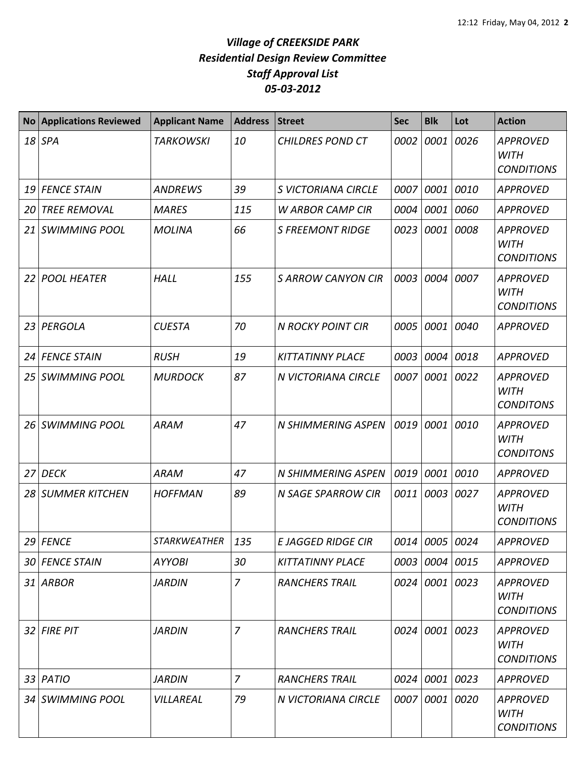# *Village of CREEKSIDE PARK*
## *Residential Design Review Committee*
## *Staff Approval List*
## *05-03-2012*

| No | Applications Reviewed | Applicant Name | Address | Street | Sec | Blk | Lot | Action |
|---|---|---|---|---|---|---|---|---|
| *18* | *SPA* | *TARKOWSKI* | *10* | *CHILDRES POND CT* | *0002* | *0001* | *0026* | *APPROVED WITH CONDITIONS* |
| *19* | *FENCE STAIN* | *ANDREWS* | *39* | *S VICTORIANA CIRCLE* | *0007* | *0001* | *0010* | *APPROVED* |
| *20* | *TREE REMOVAL* | *MARES* | *115* | *W ARBOR CAMP CIR* | *0004* | *0001* | *0060* | *APPROVED* |
| *21* | *SWIMMING POOL* | *MOLINA* | *66* | *S FREEMONT RIDGE* | *0023* | *0001* | *0008* | *APPROVED WITH CONDITIONS* |
| *22* | *POOL HEATER* | *HALL* | *155* | *S ARROW CANYON CIR* | *0003* | *0004* | *0007* | *APPROVED WITH CONDITIONS* |
| *23* | *PERGOLA* | *CUESTA* | *70* | *N ROCKY POINT CIR* | *0005* | *0001* | *0040* | *APPROVED* |
| *24* | *FENCE STAIN* | *RUSH* | *19* | *KITTATINNY PLACE* | *0003* | *0004* | *0018* | *APPROVED* |
| *25* | *SWIMMING POOL* | *MURDOCK* | *87* | *N VICTORIANA CIRCLE* | *0007* | *0001* | *0022* | *APPROVED WITH CONDITONS* |
| *26* | *SWIMMING POOL* | *ARAM* | *47* | *N SHIMMERING ASPEN* | *0019* | *0001* | *0010* | *APPROVED WITH CONDITONS* |
| *27* | *DECK* | *ARAM* | *47* | *N SHIMMERING ASPEN* | *0019* | *0001* | *0010* | *APPROVED* |
| *28* | *SUMMER KITCHEN* | *HOFFMAN* | *89* | *N SAGE SPARROW CIR* | *0011* | *0003* | *0027* | *APPROVED WITH CONDITIONS* |
| *29* | *FENCE* | *STARKWEATHER* | *135* | *E JAGGED RIDGE CIR* | *0014* | *0005* | *0024* | *APPROVED* |
| *30* | *FENCE STAIN* | *AYYOBI* | *30* | *KITTATINNY PLACE* | *0003* | *0004* | *0015* | *APPROVED* |
| *31* | *ARBOR* | *JARDIN* | *7* | *RANCHERS TRAIL* | *0024* | *0001* | *0023* | *APPROVED WITH CONDITIONS* |
| *32* | *FIRE PIT* | *JARDIN* | *7* | *RANCHERS TRAIL* | *0024* | *0001* | *0023* | *APPROVED WITH CONDITIONS* |
| *33* | *PATIO* | *JARDIN* | *7* | *RANCHERS TRAIL* | *0024* | *0001* | *0023* | *APPROVED* |
| *34* | *SWIMMING POOL* | *VILLAREAL* | *79* | *N VICTORIANA CIRCLE* | *0007* | *0001* | *0020* | *APPROVED WITH CONDITIONS* |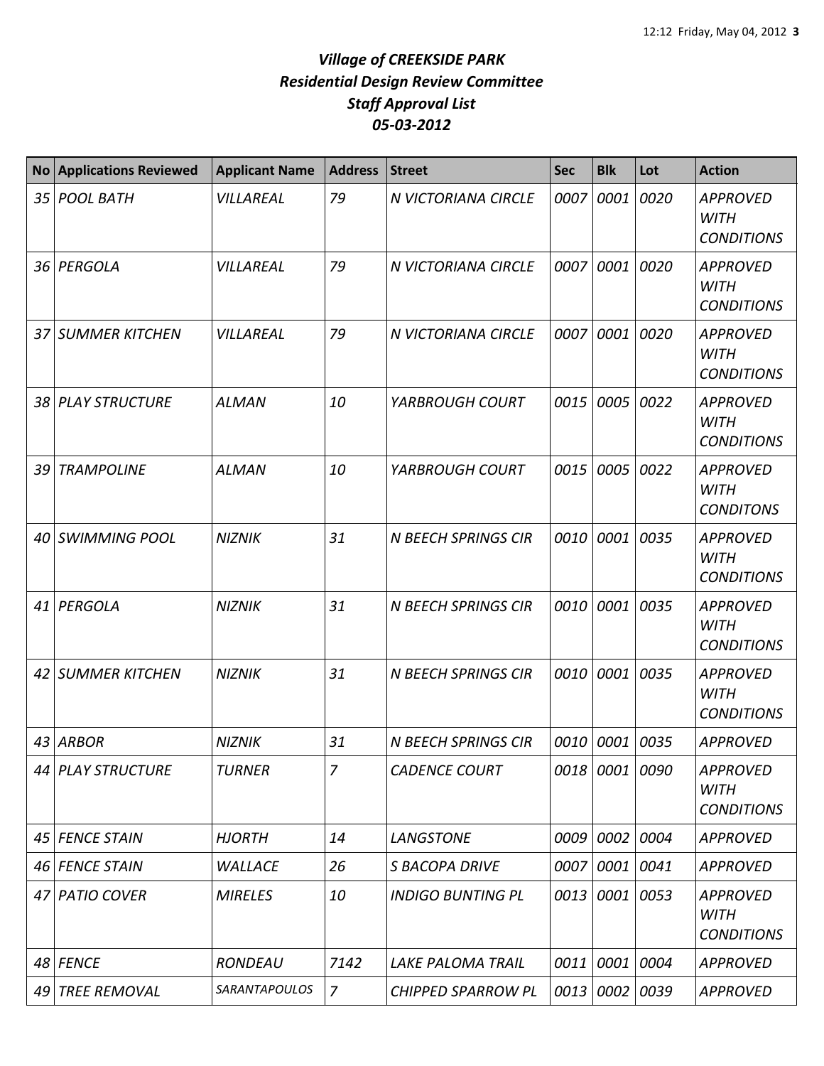# *Village of CREEKSIDE PARK*
## *Residential Design Review Committee*
## *Staff Approval List*
## *05-03-2012*

| No | Applications Reviewed | Applicant Name | Address | Street | Sec | Blk | Lot | Action |
|---|---|---|---|---|---|---|---|---|
| *35* | *POOL BATH* | *VILLAREAL* | *79* | *N VICTORIANA CIRCLE* | *0007* | *0001* | *0020* | *APPROVED WITH CONDITIONS* |
| *36* | *PERGOLA* | *VILLAREAL* | *79* | *N VICTORIANA CIRCLE* | *0007* | *0001* | *0020* | *APPROVED WITH CONDITIONS* |
| *37* | *SUMMER KITCHEN* | *VILLAREAL* | *79* | *N VICTORIANA CIRCLE* | *0007* | *0001* | *0020* | *APPROVED WITH CONDITIONS* |
| *38* | *PLAY STRUCTURE* | *ALMAN* | *10* | *YARBROUGH COURT* | *0015* | *0005* | *0022* | *APPROVED WITH CONDITIONS* |
| *39* | *TRAMPOLINE* | *ALMAN* | *10* | *YARBROUGH COURT* | *0015* | *0005* | *0022* | *APPROVED WITH CONDITONS* |
| *40* | *SWIMMING POOL* | *NIZNIK* | *31* | *N BEECH SPRINGS CIR* | *0010* | *0001* | *0035* | *APPROVED WITH CONDITIONS* |
| *41* | *PERGOLA* | *NIZNIK* | *31* | *N BEECH SPRINGS CIR* | *0010* | *0001* | *0035* | *APPROVED WITH CONDITIONS* |
| *42* | *SUMMER KITCHEN* | *NIZNIK* | *31* | *N BEECH SPRINGS CIR* | *0010* | *0001* | *0035* | *APPROVED WITH CONDITIONS* |
| *43* | *ARBOR* | *NIZNIK* | *31* | *N BEECH SPRINGS CIR* | *0010* | *0001* | *0035* | *APPROVED* |
| *44* | *PLAY STRUCTURE* | *TURNER* | *7* | *CADENCE COURT* | *0018* | *0001* | *0090* | *APPROVED WITH CONDITIONS* |
| *45* | *FENCE STAIN* | *HJORTH* | *14* | *LANGSTONE* | *0009* | *0002* | *0004* | *APPROVED* |
| *46* | *FENCE STAIN* | *WALLACE* | *26* | *S BACOPA DRIVE* | *0007* | *0001* | *0041* | *APPROVED* |
| *47* | *PATIO COVER* | *MIRELES* | *10* | *INDIGO BUNTING PL* | *0013* | *0001* | *0053* | *APPROVED WITH CONDITIONS* |
| *48* | *FENCE* | *RONDEAU* | *7142* | *LAKE PALOMA TRAIL* | *0011* | *0001* | *0004* | *APPROVED* |
| *49* | *TREE REMOVAL* | *SARANTAPOULOS* | *7* | *CHIPPED SPARROW PL* | *0013* | *0002* | *0039* | *APPROVED* |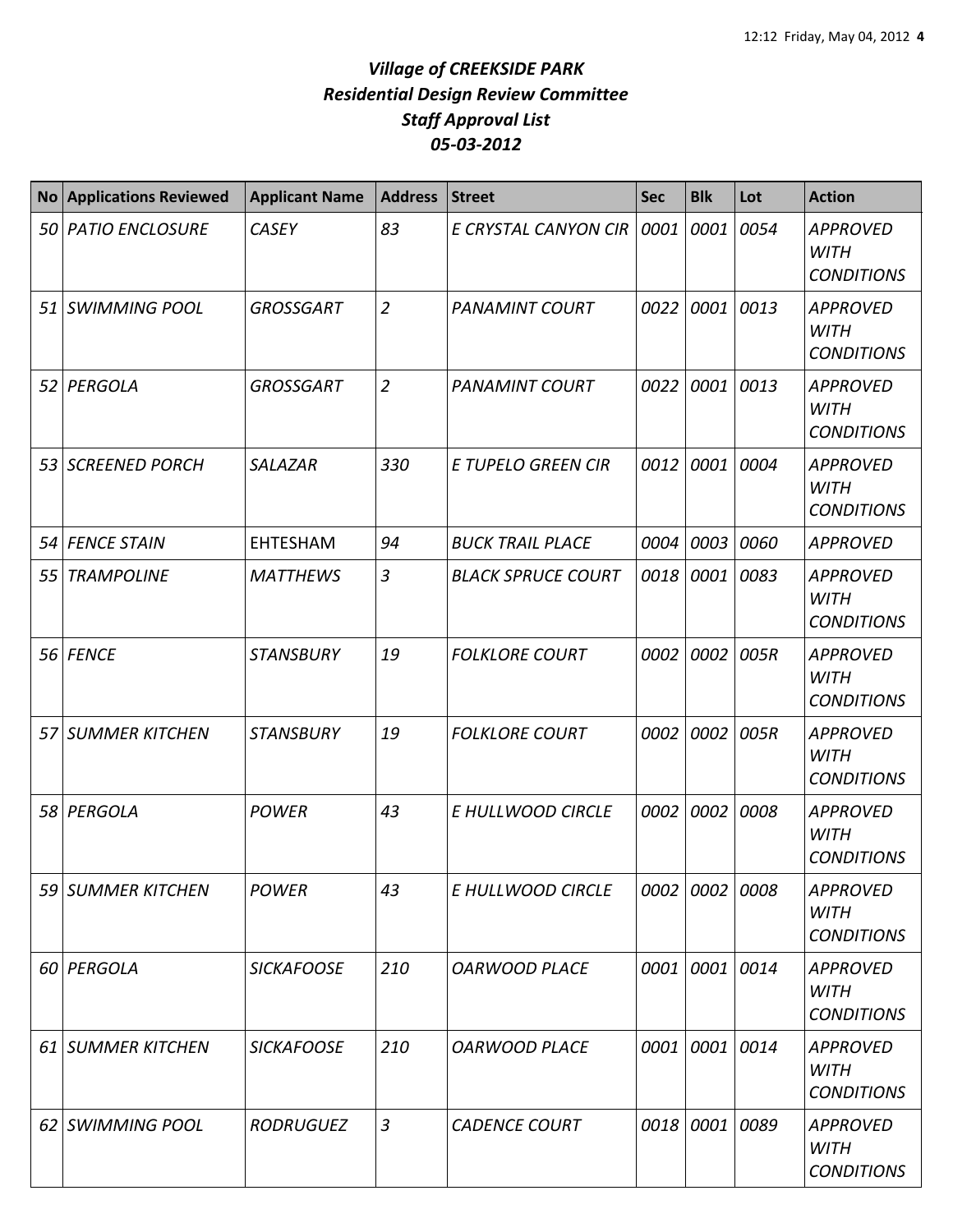# *Village of CREEKSIDE PARK*
## *Residential Design Review Committee*
## *Staff Approval List*
## *05-03-2012*

| No | Applications Reviewed | Applicant Name | Address | Street | Sec | Blk | Lot | Action |
|---|---|---|---|---|---|---|---|---|
| 50 | *PATIO ENCLOSURE* | *CASEY* | *83* | *E CRYSTAL CANYON CIR* | *0001* | *0001* | *0054* | *APPROVED WITH CONDITIONS* |
| 51 | *SWIMMING POOL* | *GROSSGART* | *2* | *PANAMINT COURT* | *0022* | *0001* | *0013* | *APPROVED WITH CONDITIONS* |
| 52 | *PERGOLA* | *GROSSGART* | *2* | *PANAMINT COURT* | *0022* | *0001* | *0013* | *APPROVED WITH CONDITIONS* |
| 53 | *SCREENED PORCH* | *SALAZAR* | *330* | *E TUPELO GREEN CIR* | *0012* | *0001* | *0004* | *APPROVED WITH CONDITIONS* |
| 54 | *FENCE STAIN* | EHTESHAM | *94* | *BUCK TRAIL PLACE* | *0004* | *0003* | *0060* | *APPROVED* |
| 55 | *TRAMPOLINE* | *MATTHEWS* | *3* | *BLACK SPRUCE COURT* | *0018* | *0001* | *0083* | *APPROVED WITH CONDITIONS* |
| 56 | *FENCE* | *STANSBURY* | *19* | *FOLKLORE COURT* | *0002* | *0002* | *005R* | *APPROVED WITH CONDITIONS* |
| 57 | *SUMMER KITCHEN* | *STANSBURY* | *19* | *FOLKLORE COURT* | *0002* | *0002* | *005R* | *APPROVED WITH CONDITIONS* |
| 58 | *PERGOLA* | *POWER* | *43* | *E HULLWOOD CIRCLE* | *0002* | *0002* | *0008* | *APPROVED WITH CONDITIONS* |
| 59 | *SUMMER KITCHEN* | *POWER* | *43* | *E HULLWOOD CIRCLE* | *0002* | *0002* | *0008* | *APPROVED WITH CONDITIONS* |
| 60 | *PERGOLA* | *SICKAFOOSE* | *210* | *OARWOOD PLACE* | *0001* | *0001* | *0014* | *APPROVED WITH CONDITIONS* |
| 61 | *SUMMER KITCHEN* | *SICKAFOOSE* | *210* | *OARWOOD PLACE* | *0001* | *0001* | *0014* | *APPROVED WITH CONDITIONS* |
| 62 | *SWIMMING POOL* | *RODRUGUEZ* | *3* | *CADENCE COURT* | *0018* | *0001* | *0089* | *APPROVED WITH CONDITIONS* |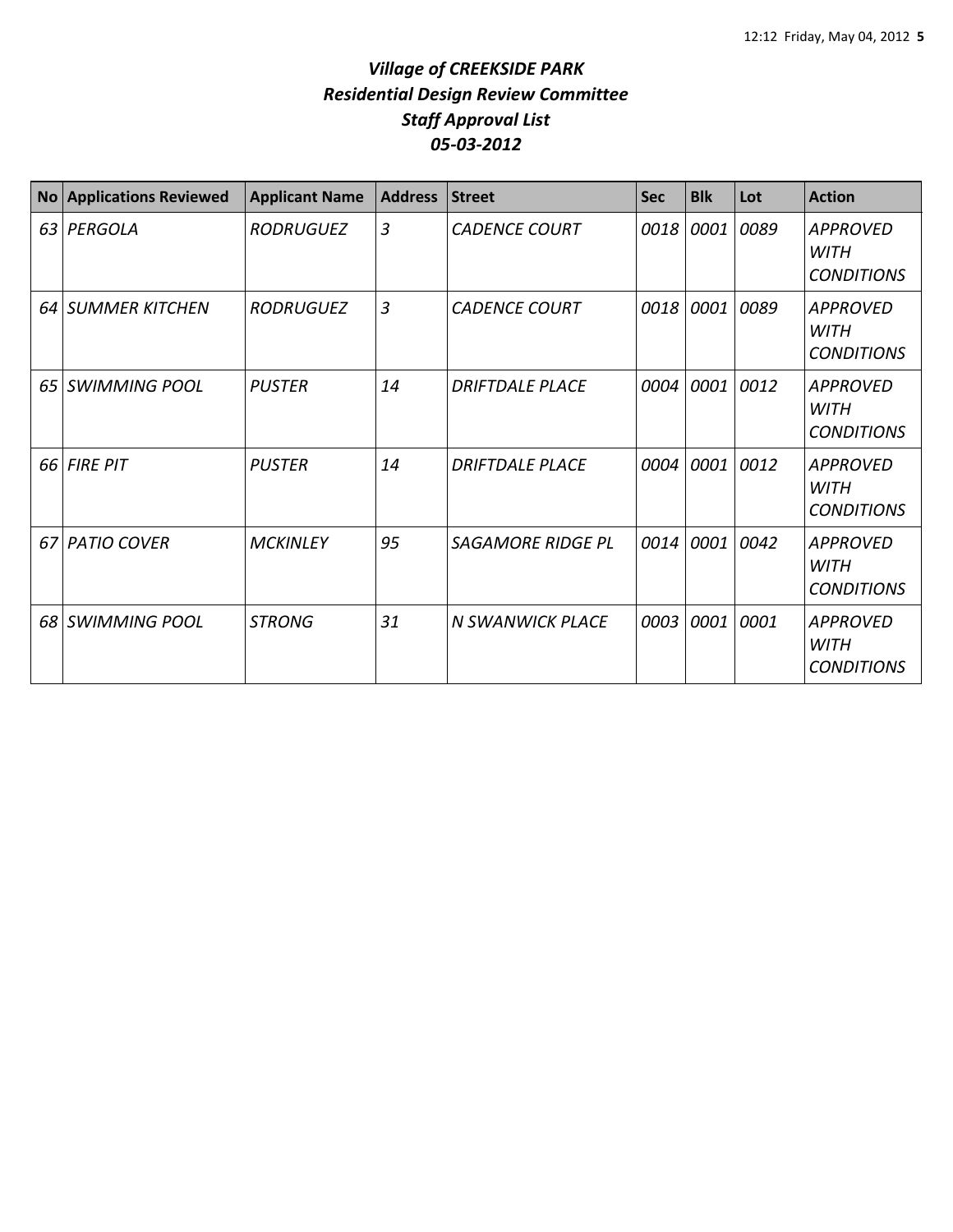# *Village of CREEKSIDE PARK*
## *Residential Design Review Committee*
## *Staff Approval List*
## *05-03-2012*

| No | Applications Reviewed | Applicant Name | Address | Street | Sec | Blk | Lot | Action |
|---|---|---|---|---|---|---|---|---|
| 63 | PERGOLA | RODRUGUEZ | 3 | CADENCE COURT | 0018 | 0001 | 0089 | APPROVED WITH CONDITIONS |
| 64 | SUMMER KITCHEN | RODRUGUEZ | 3 | CADENCE COURT | 0018 | 0001 | 0089 | APPROVED WITH CONDITIONS |
| 65 | SWIMMING POOL | PUSTER | 14 | DRIFTDALE PLACE | 0004 | 0001 | 0012 | APPROVED WITH CONDITIONS |
| 66 | FIRE PIT | PUSTER | 14 | DRIFTDALE PLACE | 0004 | 0001 | 0012 | APPROVED WITH CONDITIONS |
| 67 | PATIO COVER | MCKINLEY | 95 | SAGAMORE RIDGE PL | 0014 | 0001 | 0042 | APPROVED WITH CONDITIONS |
| 68 | SWIMMING POOL | STRONG | 31 | N SWANWICK PLACE | 0003 | 0001 | 0001 | APPROVED WITH CONDITIONS |